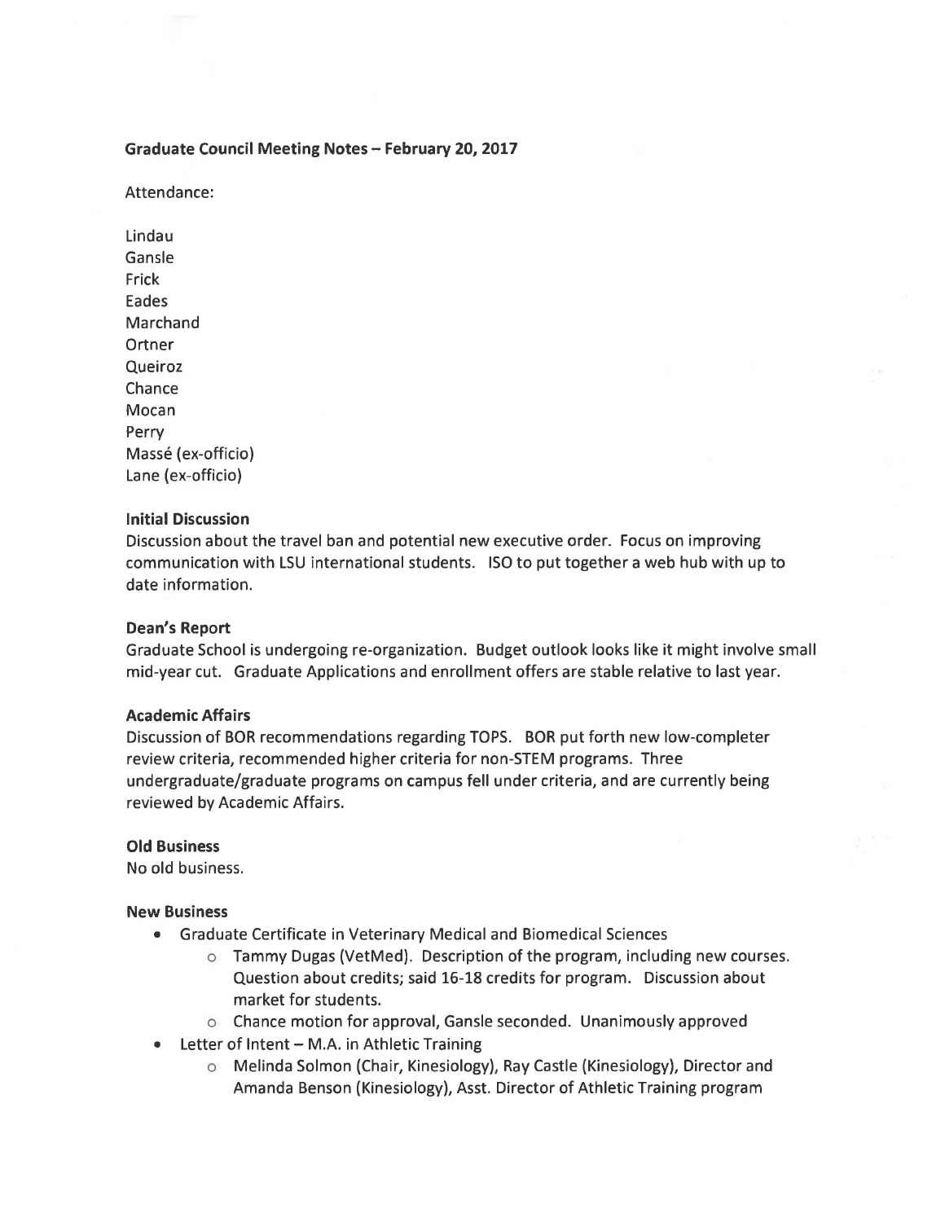**Graduate Council Meeting Notes – February 20, 2017**

Attendance:

Lindau
Gansle
Frick
Eades
Marchand
Ortner
Queiroz
Chance
Mocan
Perry
Massé (ex-officio)
Lane (ex-officio)

**Initial Discussion**

Discussion about the travel ban and potential new executive order. Focus on improving communication with LSU international students. ISO to put together a web hub with up to date information.

**Dean's Report**

Graduate School is undergoing re-organization. Budget outlook looks like it might involve small mid-year cut. Graduate Applications and enrollment offers are stable relative to last year.

**Academic Affairs**

Discussion of BOR recommendations regarding TOPS. BOR put forth new low-completer review criteria, recommended higher criteria for non-STEM programs. Three undergraduate/graduate programs on campus fell under criteria, and are currently being reviewed by Academic Affairs.

**Old Business**

No old business.

**New Business**

- Graduate Certificate in Veterinary Medical and Biomedical Sciences
  - Tammy Dugas (VetMed). Description of the program, including new courses. Question about credits; said 16-18 credits for program. Discussion about market for students.
  - Chance motion for approval, Gansle seconded. Unanimously approved
- Letter of Intent – M.A. in Athletic Training
  - Melinda Solmon (Chair, Kinesiology), Ray Castle (Kinesiology), Director and Amanda Benson (Kinesiology), Asst. Director of Athletic Training program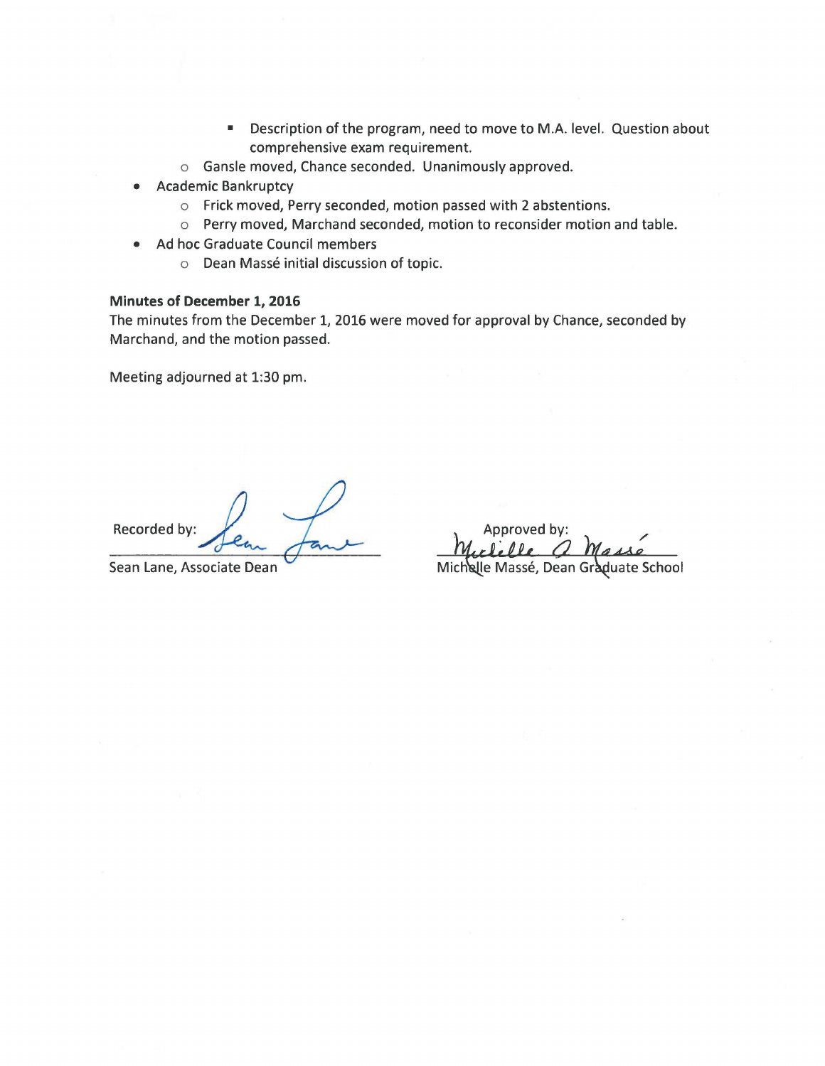- Description of the program, need to move to M.A. level. Question about comprehensive exam requirement.
    - Gansle moved, Chance seconded. Unanimously approved.
- Academic Bankruptcy
    - Frick moved, Perry seconded, motion passed with 2 abstentions.
    - Perry moved, Marchand seconded, motion to reconsider motion and table.
- Ad hoc Graduate Council members
    - Dean Massé initial discussion of topic.

**Minutes of December 1, 2016**

The minutes from the December 1, 2016 were moved for approval by Chance, seconded by Marchand, and the motion passed.

Meeting adjourned at 1:30 pm.

Recorded by:

Sean Lane, Associate Dean

Approved by:

Michelle Massé, Dean Graduate School